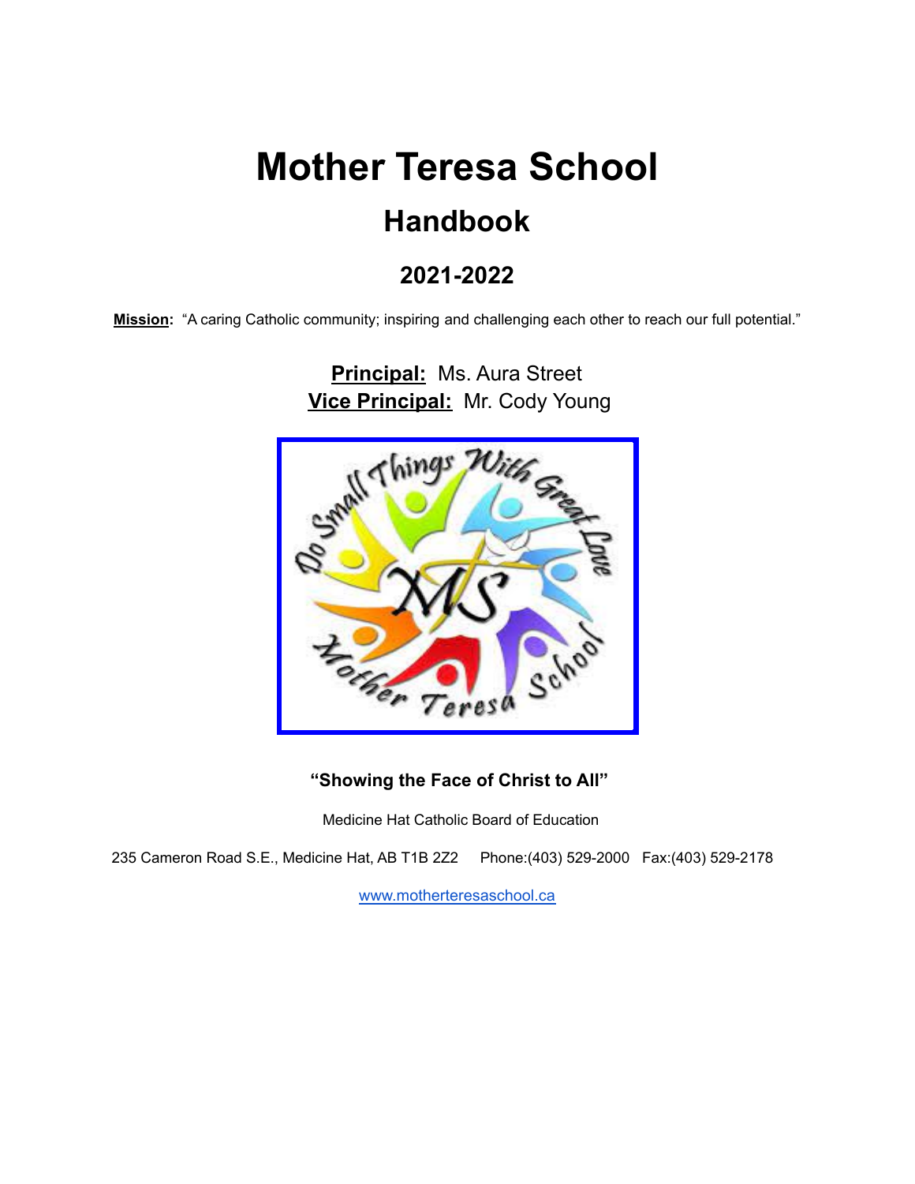# Mother Teresa School

## Handbook

### 2021-2022

**Mission:** "A caring Catholic community; inspiring and challenging each other to reach our full potential."

**Principal:** Ms. Aura Street
**Vice Principal:** Mr. Cody Young

**"Showing the Face of Christ to All"**

Medicine Hat Catholic Board of Education

235 Cameron Road S.E., Medicine Hat, AB T1B 2Z2 Phone:(403) 529-2000 Fax:(403) 529-2178

www.motherteresaschool.ca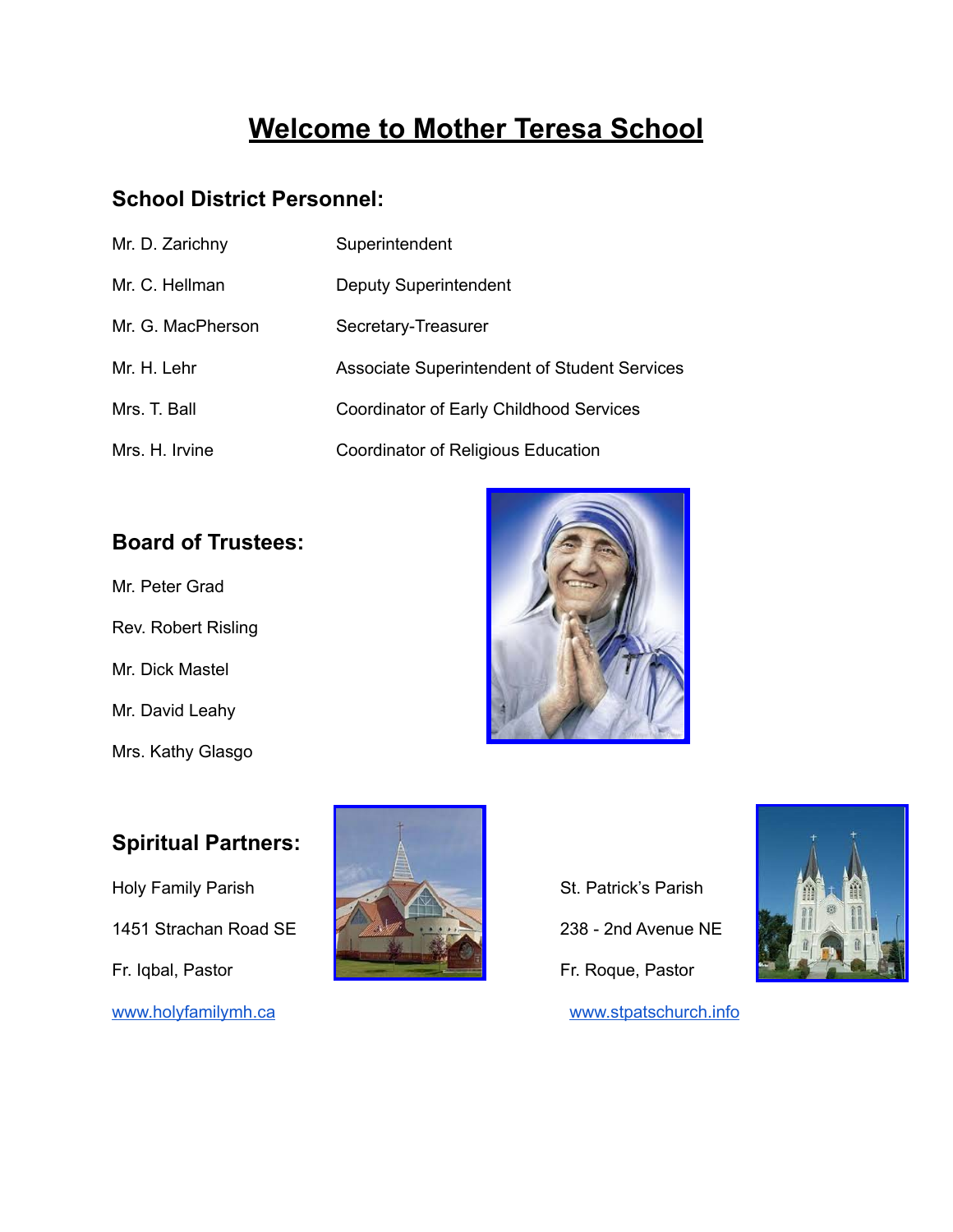# Welcome to Mother Teresa School

## School District Personnel:

| | |
|---|---|
| Mr. D. Zarichny | Superintendent |
| Mr. C. Hellman | Deputy Superintendent |
| Mr. G. MacPherson | Secretary-Treasurer |
| Mr. H. Lehr | Associate Superintendent of Student Services |
| Mrs. T. Ball | Coordinator of Early Childhood Services |
| Mrs. H. Irvine | Coordinator of Religious Education |

## Board of Trustees:

Mr. Peter Grad

Rev. Robert Risling

Mr. Dick Mastel

Mr. David Leahy

Mrs. Kathy Glasgo

## Spiritual Partners:

Holy Family Parish

1451 Strachan Road SE

Fr. Iqbal, Pastor

www.holyfamilymh.ca

St. Patrick's Parish

238 - 2nd Avenue NE

Fr. Roque, Pastor

www.stpatschurch.info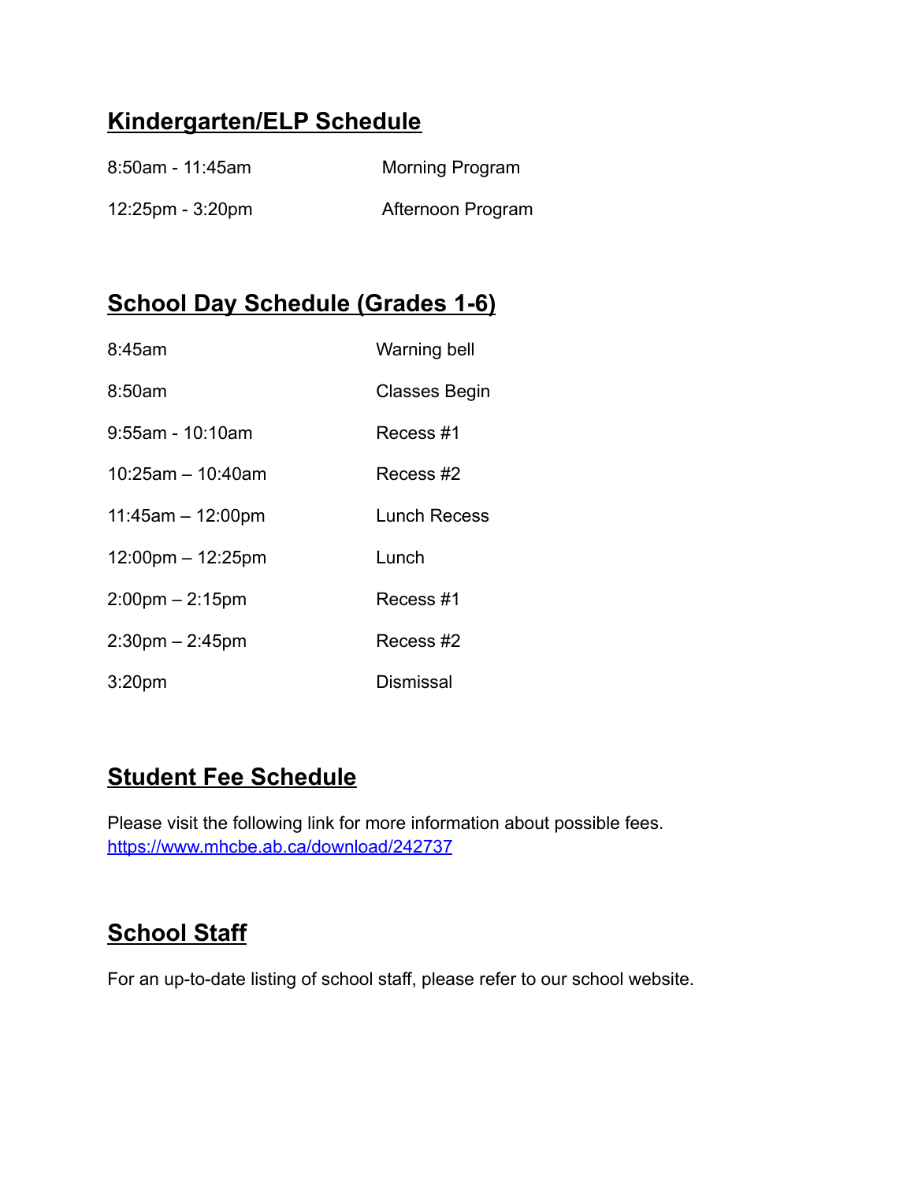## Kindergarten/ELP Schedule

| | |
|---|---|
| 8:50am - 11:45am | Morning Program |
| 12:25pm - 3:20pm | Afternoon Program |

## School Day Schedule (Grades 1-6)

| | |
|---|---|
| 8:45am | Warning bell |
| 8:50am | Classes Begin |
| 9:55am - 10:10am | Recess #1 |
| 10:25am – 10:40am | Recess #2 |
| 11:45am – 12:00pm | Lunch Recess |
| 12:00pm – 12:25pm | Lunch |
| 2:00pm – 2:15pm | Recess #1 |
| 2:30pm – 2:45pm | Recess #2 |
| 3:20pm | Dismissal |

## Student Fee Schedule

Please visit the following link for more information about possible fees.
https://www.mhcbe.ab.ca/download/242737

## School Staff

For an up-to-date listing of school staff, please refer to our school website.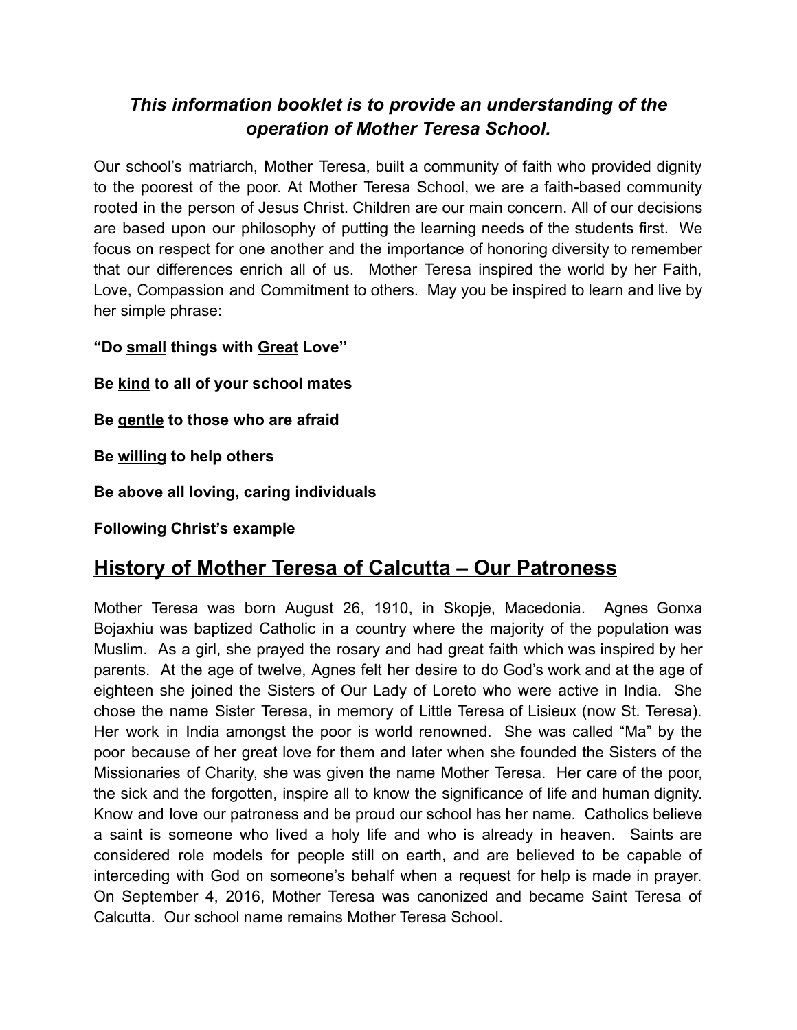***This information booklet is to provide an understanding of the operation of Mother Teresa School.***

Our school's matriarch, Mother Teresa, built a community of faith who provided dignity to the poorest of the poor. At Mother Teresa School, we are a faith-based community rooted in the person of Jesus Christ. Children are our main concern. All of our decisions are based upon our philosophy of putting the learning needs of the students first. We focus on respect for one another and the importance of honoring diversity to remember that our differences enrich all of us. Mother Teresa inspired the world by her Faith, Love, Compassion and Commitment to others. May you be inspired to learn and live by her simple phrase:

**"Do <u>small</u> things with <u>Great</u> Love"**

**Be <u>kind</u> to all of your school mates**

**Be <u>gentle</u> to those who are afraid**

**Be <u>willing</u> to help others**

**Be above all loving, caring individuals**

**Following Christ's example**

## <u>History of Mother Teresa of Calcutta – Our Patroness</u>

Mother Teresa was born August 26, 1910, in Skopje, Macedonia. Agnes Gonxa Bojaxhiu was baptized Catholic in a country where the majority of the population was Muslim. As a girl, she prayed the rosary and had great faith which was inspired by her parents. At the age of twelve, Agnes felt her desire to do God's work and at the age of eighteen she joined the Sisters of Our Lady of Loreto who were active in India. She chose the name Sister Teresa, in memory of Little Teresa of Lisieux (now St. Teresa). Her work in India amongst the poor is world renowned. She was called "Ma" by the poor because of her great love for them and later when she founded the Sisters of the Missionaries of Charity, she was given the name Mother Teresa. Her care of the poor, the sick and the forgotten, inspire all to know the significance of life and human dignity. Know and love our patroness and be proud our school has her name. Catholics believe a saint is someone who lived a holy life and who is already in heaven. Saints are considered role models for people still on earth, and are believed to be capable of interceding with God on someone's behalf when a request for help is made in prayer. On September 4, 2016, Mother Teresa was canonized and became Saint Teresa of Calcutta. Our school name remains Mother Teresa School.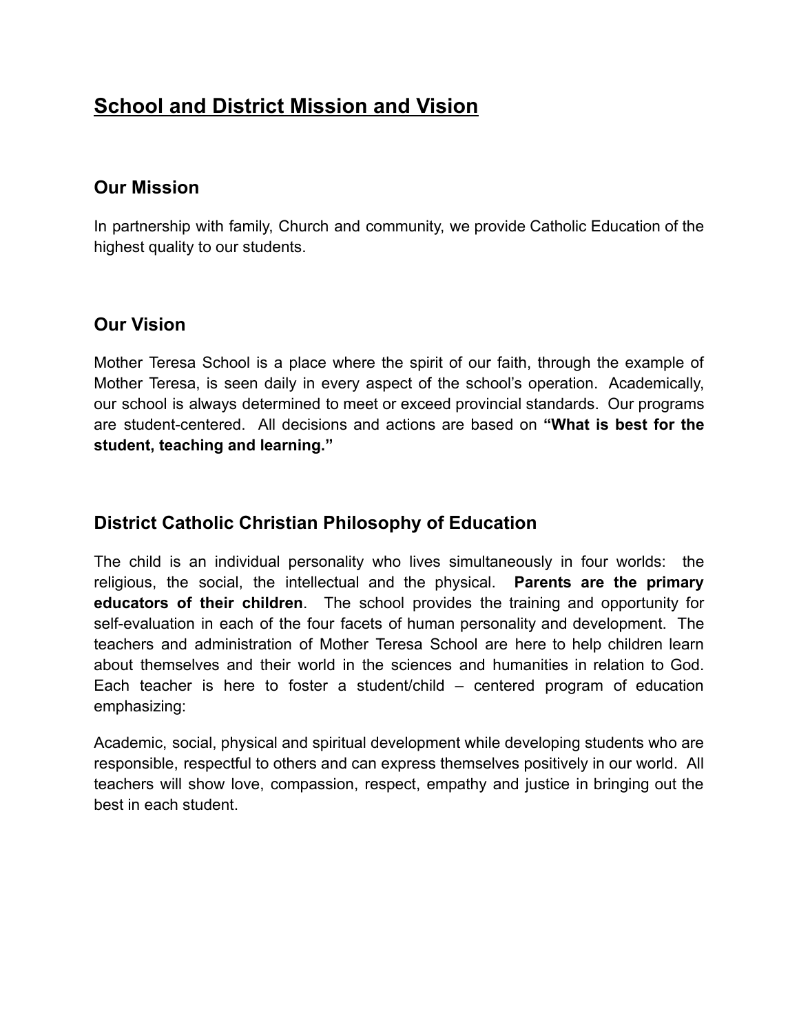# School and District Mission and Vision

## Our Mission

In partnership with family, Church and community, we provide Catholic Education of the highest quality to our students.

## Our Vision

Mother Teresa School is a place where the spirit of our faith, through the example of Mother Teresa, is seen daily in every aspect of the school's operation. Academically, our school is always determined to meet or exceed provincial standards. Our programs are student-centered. All decisions and actions are based on **"What is best for the student, teaching and learning."**

## District Catholic Christian Philosophy of Education

The child is an individual personality who lives simultaneously in four worlds: the religious, the social, the intellectual and the physical. **Parents are the primary educators of their children**. The school provides the training and opportunity for self-evaluation in each of the four facets of human personality and development. The teachers and administration of Mother Teresa School are here to help children learn about themselves and their world in the sciences and humanities in relation to God. Each teacher is here to foster a student/child – centered program of education emphasizing:

Academic, social, physical and spiritual development while developing students who are responsible, respectful to others and can express themselves positively in our world. All teachers will show love, compassion, respect, empathy and justice in bringing out the best in each student.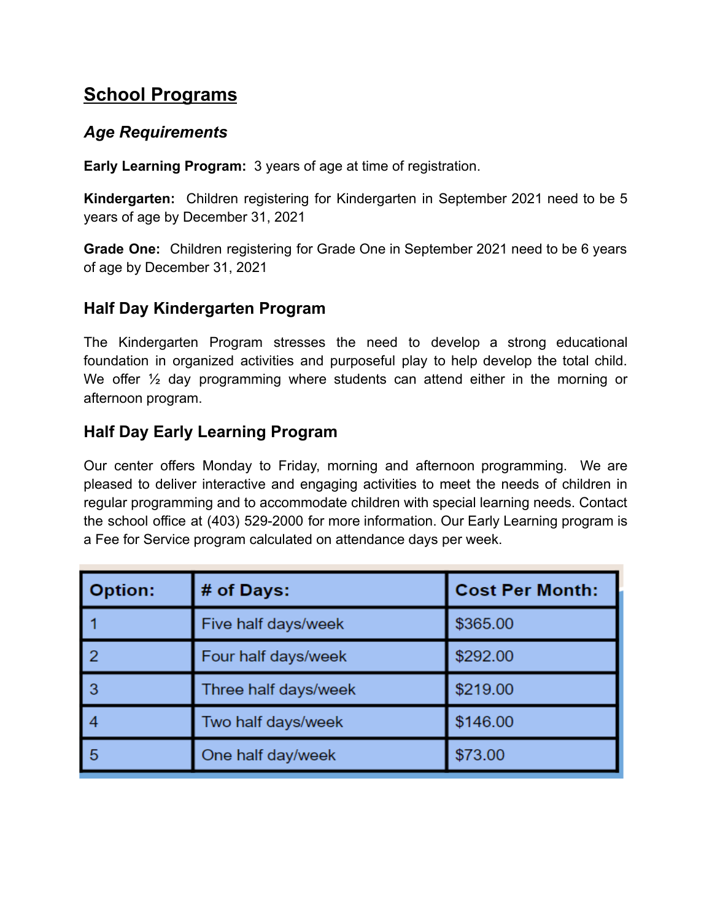# School Programs

## *Age Requirements*

**Early Learning Program:** 3 years of age at time of registration.

**Kindergarten:** Children registering for Kindergarten in September 2021 need to be 5 years of age by December 31, 2021

**Grade One:** Children registering for Grade One in September 2021 need to be 6 years of age by December 31, 2021

## Half Day Kindergarten Program

The Kindergarten Program stresses the need to develop a strong educational foundation in organized activities and purposeful play to help develop the total child. We offer ½ day programming where students can attend either in the morning or afternoon program.

## Half Day Early Learning Program

Our center offers Monday to Friday, morning and afternoon programming. We are pleased to deliver interactive and engaging activities to meet the needs of children in regular programming and to accommodate children with special learning needs. Contact the school office at (403) 529-2000 for more information. Our Early Learning program is a Fee for Service program calculated on attendance days per week.

| Option: | # of Days: | Cost Per Month: |
|---|---|---|
| 1 | Five half days/week | $365.00 |
| 2 | Four half days/week | $292.00 |
| 3 | Three half days/week | $219.00 |
| 4 | Two half days/week | $146.00 |
| 5 | One half day/week | $73.00 |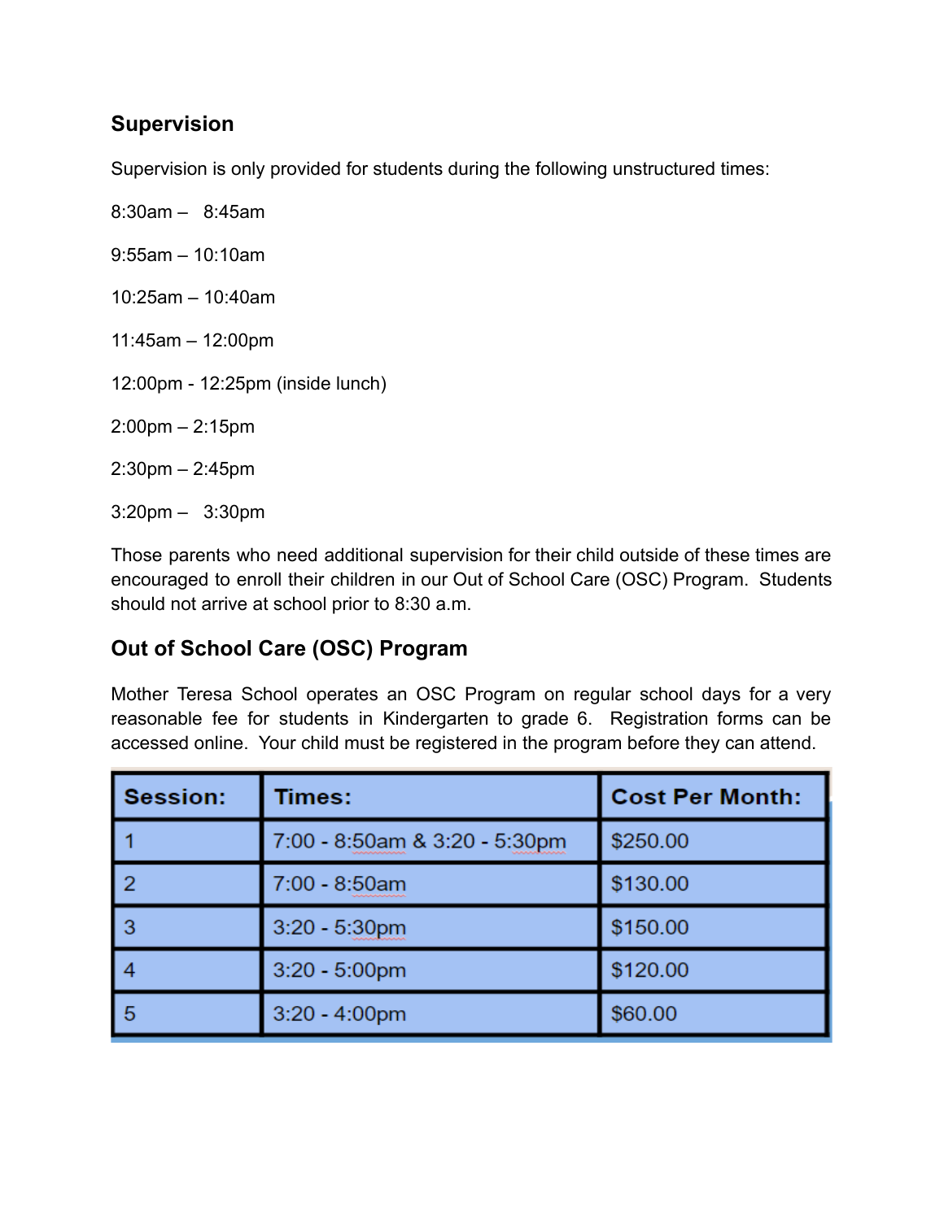## Supervision

Supervision is only provided for students during the following unstructured times:

8:30am – 8:45am

9:55am – 10:10am

10:25am – 10:40am

11:45am – 12:00pm

12:00pm - 12:25pm (inside lunch)

2:00pm – 2:15pm

2:30pm – 2:45pm

3:20pm – 3:30pm

Those parents who need additional supervision for their child outside of these times are encouraged to enroll their children in our Out of School Care (OSC) Program. Students should not arrive at school prior to 8:30 a.m.

## Out of School Care (OSC) Program

Mother Teresa School operates an OSC Program on regular school days for a very reasonable fee for students in Kindergarten to grade 6. Registration forms can be accessed online. Your child must be registered in the program before they can attend.

| Session: | Times: | Cost Per Month: |
| --- | --- | --- |
| 1 | 7:00 - 8:50am & 3:20 - 5:30pm | $250.00 |
| 2 | 7:00 - 8:50am | $130.00 |
| 3 | 3:20 - 5:30pm | $150.00 |
| 4 | 3:20 - 5:00pm | $120.00 |
| 5 | 3:20 - 4:00pm | $60.00 |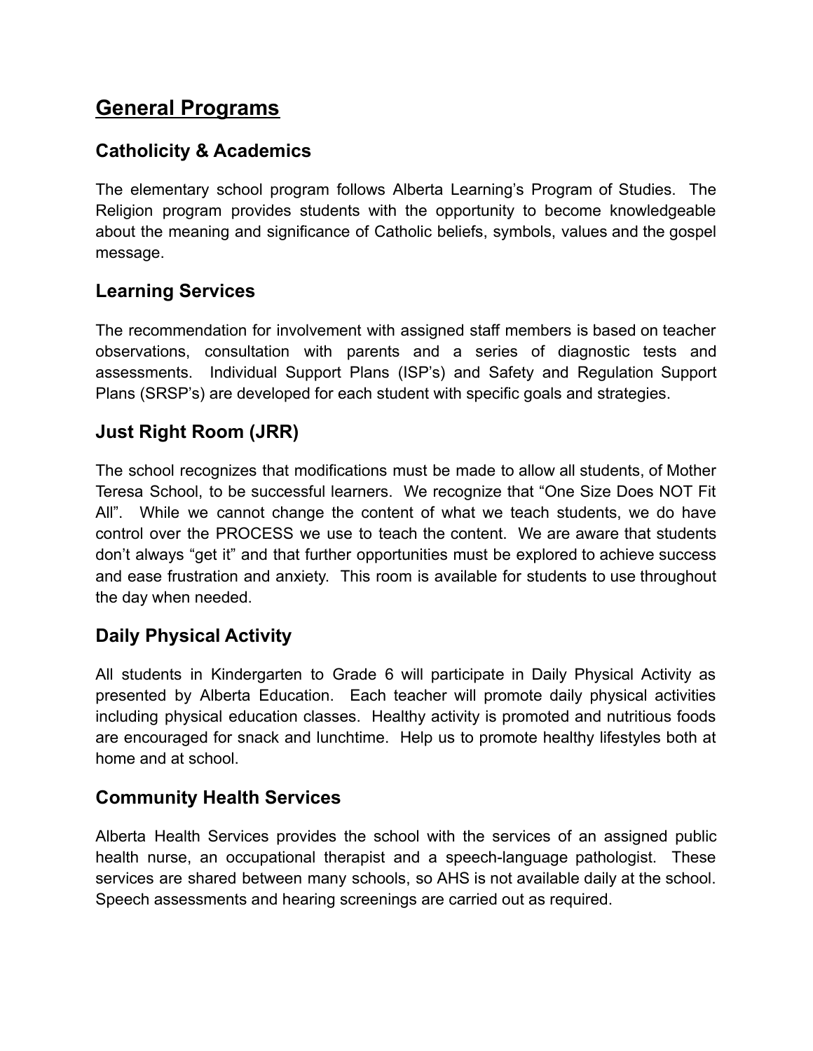# General Programs

## Catholicity & Academics

The elementary school program follows Alberta Learning's Program of Studies. The Religion program provides students with the opportunity to become knowledgeable about the meaning and significance of Catholic beliefs, symbols, values and the gospel message.

## Learning Services

The recommendation for involvement with assigned staff members is based on teacher observations, consultation with parents and a series of diagnostic tests and assessments. Individual Support Plans (ISP's) and Safety and Regulation Support Plans (SRSP's) are developed for each student with specific goals and strategies.

## Just Right Room (JRR)

The school recognizes that modifications must be made to allow all students, of Mother Teresa School, to be successful learners. We recognize that "One Size Does NOT Fit All". While we cannot change the content of what we teach students, we do have control over the PROCESS we use to teach the content. We are aware that students don't always "get it" and that further opportunities must be explored to achieve success and ease frustration and anxiety. This room is available for students to use throughout the day when needed.

## Daily Physical Activity

All students in Kindergarten to Grade 6 will participate in Daily Physical Activity as presented by Alberta Education. Each teacher will promote daily physical activities including physical education classes. Healthy activity is promoted and nutritious foods are encouraged for snack and lunchtime. Help us to promote healthy lifestyles both at home and at school.

## Community Health Services

Alberta Health Services provides the school with the services of an assigned public health nurse, an occupational therapist and a speech-language pathologist. These services are shared between many schools, so AHS is not available daily at the school. Speech assessments and hearing screenings are carried out as required.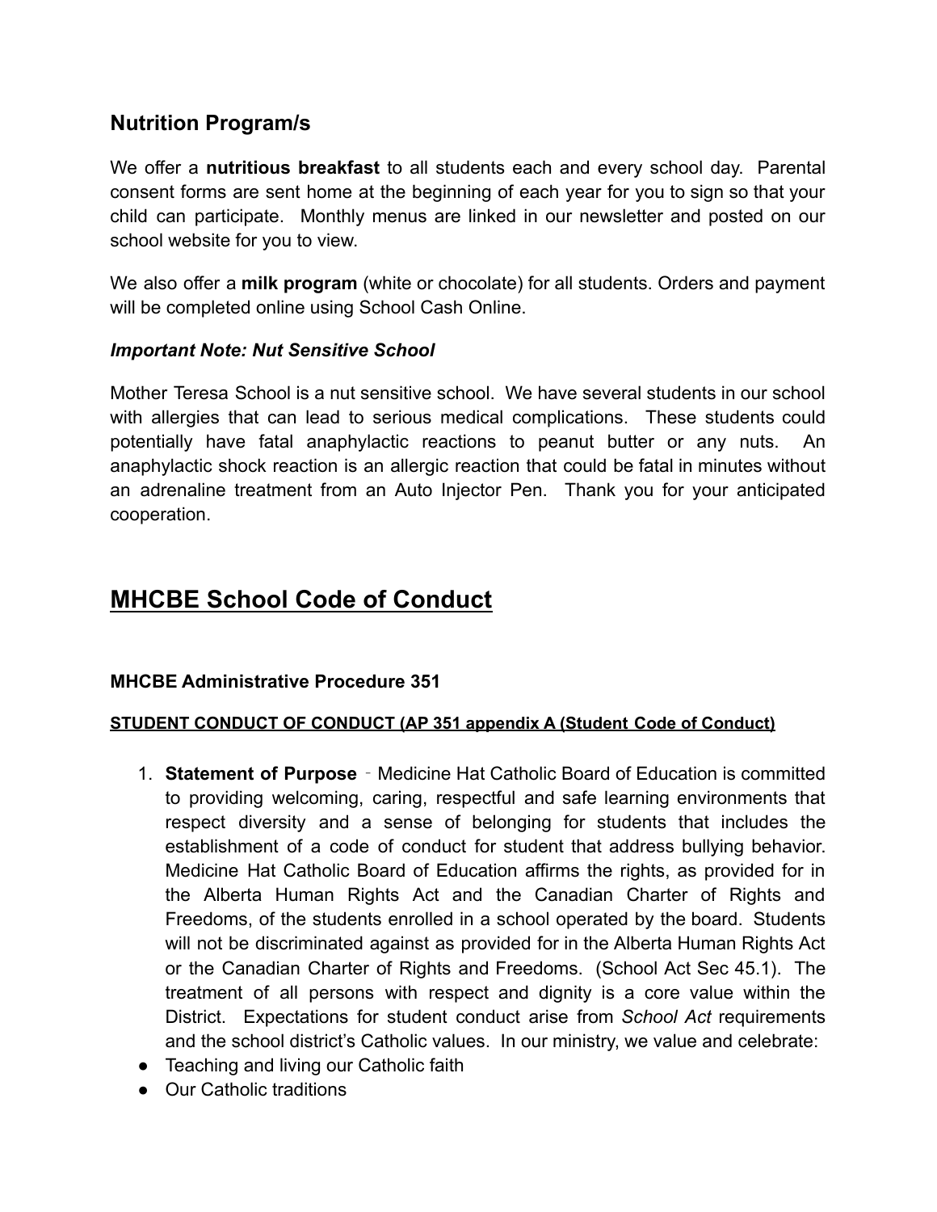## Nutrition Program/s

We offer a **nutritious breakfast** to all students each and every school day. Parental consent forms are sent home at the beginning of each year for you to sign so that your child can participate. Monthly menus are linked in our newsletter and posted on our school website for you to view.

We also offer a **milk program** (white or chocolate) for all students. Orders and payment will be completed online using School Cash Online.

### ***Important Note: Nut Sensitive School***

Mother Teresa School is a nut sensitive school. We have several students in our school with allergies that can lead to serious medical complications. These students could potentially have fatal anaphylactic reactions to peanut butter or any nuts. An anaphylactic shock reaction is an allergic reaction that could be fatal in minutes without an adrenaline treatment from an Auto Injector Pen. Thank you for your anticipated cooperation.

# MHCBE School Code of Conduct

### MHCBE Administrative Procedure 351

**STUDENT CONDUCT OF CONDUCT (AP 351 appendix A (Student Code of Conduct)**

1. **Statement of Purpose** ‑ Medicine Hat Catholic Board of Education is committed to providing welcoming, caring, respectful and safe learning environments that respect diversity and a sense of belonging for students that includes the establishment of a code of conduct for student that address bullying behavior. Medicine Hat Catholic Board of Education affirms the rights, as provided for in the Alberta Human Rights Act and the Canadian Charter of Rights and Freedoms, of the students enrolled in a school operated by the board. Students will not be discriminated against as provided for in the Alberta Human Rights Act or the Canadian Charter of Rights and Freedoms. (School Act Sec 45.1). The treatment of all persons with respect and dignity is a core value within the District. Expectations for student conduct arise from *School Act* requirements and the school district's Catholic values. In our ministry, we value and celebrate:

- Teaching and living our Catholic faith
- Our Catholic traditions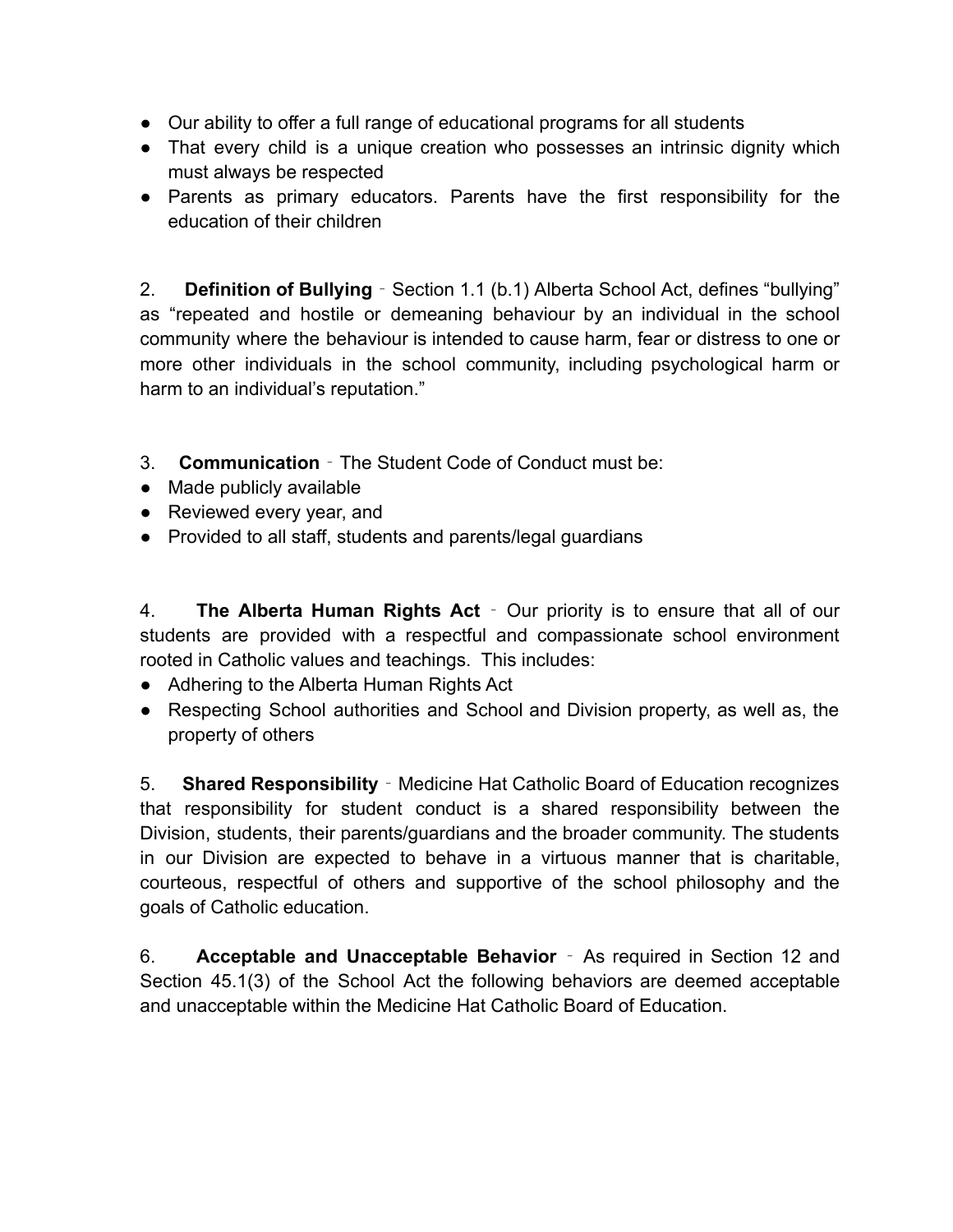- Our ability to offer a full range of educational programs for all students
- That every child is a unique creation who possesses an intrinsic dignity which must always be respected
- Parents as primary educators. Parents have the first responsibility for the education of their children

2. **Definition of Bullying** ‐ Section 1.1 (b.1) Alberta School Act, defines "bullying" as "repeated and hostile or demeaning behaviour by an individual in the school community where the behaviour is intended to cause harm, fear or distress to one or more other individuals in the school community, including psychological harm or harm to an individual's reputation."

3. **Communication** ‐ The Student Code of Conduct must be:

- Made publicly available
- Reviewed every year, and
- Provided to all staff, students and parents/legal guardians

4. **The Alberta Human Rights Act** ‐ Our priority is to ensure that all of our students are provided with a respectful and compassionate school environment rooted in Catholic values and teachings. This includes:

- Adhering to the Alberta Human Rights Act
- Respecting School authorities and School and Division property, as well as, the property of others

5. **Shared Responsibility** ‐ Medicine Hat Catholic Board of Education recognizes that responsibility for student conduct is a shared responsibility between the Division, students, their parents/guardians and the broader community. The students in our Division are expected to behave in a virtuous manner that is charitable, courteous, respectful of others and supportive of the school philosophy and the goals of Catholic education.

6. **Acceptable and Unacceptable Behavior** ‐ As required in Section 12 and Section 45.1(3) of the School Act the following behaviors are deemed acceptable and unacceptable within the Medicine Hat Catholic Board of Education.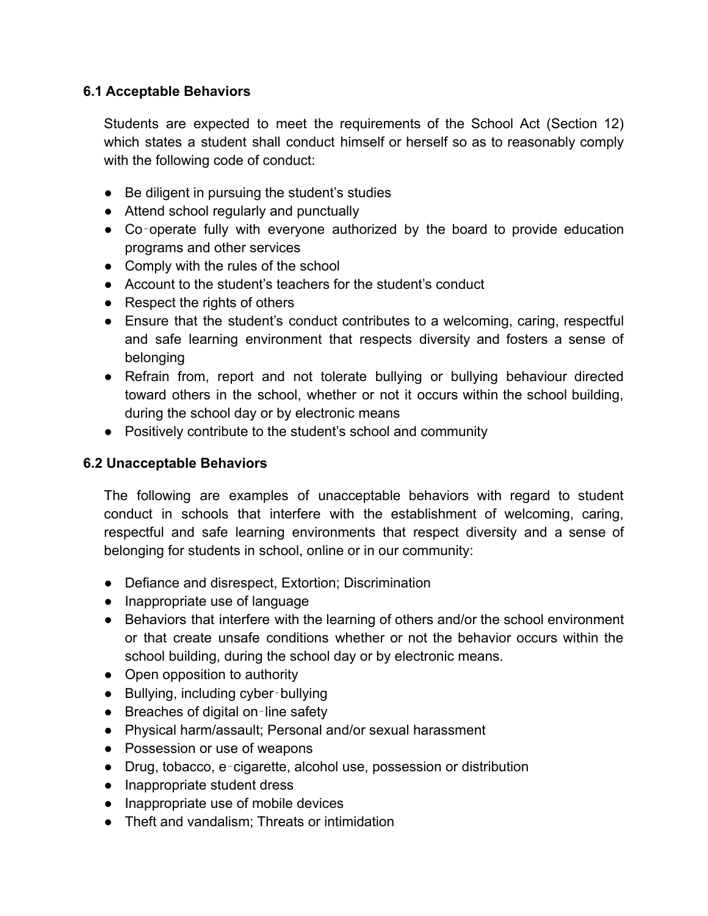### 6.1 Acceptable Behaviors

Students are expected to meet the requirements of the School Act (Section 12) which states a student shall conduct himself or herself so as to reasonably comply with the following code of conduct:

- Be diligent in pursuing the student's studies
- Attend school regularly and punctually
- Co‑operate fully with everyone authorized by the board to provide education programs and other services
- Comply with the rules of the school
- Account to the student's teachers for the student's conduct
- Respect the rights of others
- Ensure that the student's conduct contributes to a welcoming, caring, respectful and safe learning environment that respects diversity and fosters a sense of belonging
- Refrain from, report and not tolerate bullying or bullying behaviour directed toward others in the school, whether or not it occurs within the school building, during the school day or by electronic means
- Positively contribute to the student's school and community

### 6.2 Unacceptable Behaviors

The following are examples of unacceptable behaviors with regard to student conduct in schools that interfere with the establishment of welcoming, caring, respectful and safe learning environments that respect diversity and a sense of belonging for students in school, online or in our community:

- Defiance and disrespect, Extortion; Discrimination
- Inappropriate use of language
- Behaviors that interfere with the learning of others and/or the school environment or that create unsafe conditions whether or not the behavior occurs within the school building, during the school day or by electronic means.
- Open opposition to authority
- Bullying, including cyber‑bullying
- Breaches of digital on‑line safety
- Physical harm/assault; Personal and/or sexual harassment
- Possession or use of weapons
- Drug, tobacco, e‑cigarette, alcohol use, possession or distribution
- Inappropriate student dress
- Inappropriate use of mobile devices
- Theft and vandalism; Threats or intimidation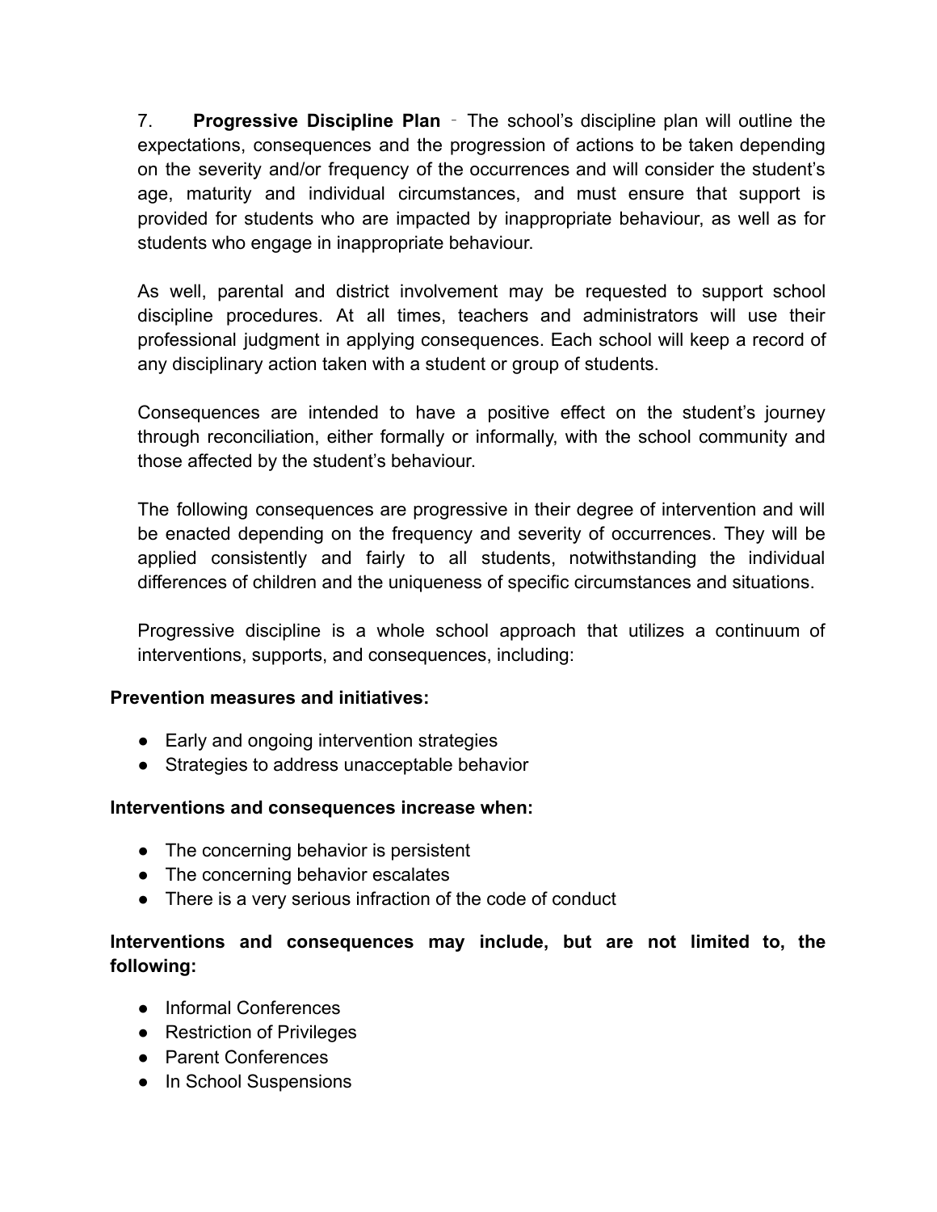7. **Progressive Discipline Plan** - The school's discipline plan will outline the expectations, consequences and the progression of actions to be taken depending on the severity and/or frequency of the occurrences and will consider the student's age, maturity and individual circumstances, and must ensure that support is provided for students who are impacted by inappropriate behaviour, as well as for students who engage in inappropriate behaviour.

As well, parental and district involvement may be requested to support school discipline procedures. At all times, teachers and administrators will use their professional judgment in applying consequences. Each school will keep a record of any disciplinary action taken with a student or group of students.

Consequences are intended to have a positive effect on the student's journey through reconciliation, either formally or informally, with the school community and those affected by the student's behaviour.

The following consequences are progressive in their degree of intervention and will be enacted depending on the frequency and severity of occurrences. They will be applied consistently and fairly to all students, notwithstanding the individual differences of children and the uniqueness of specific circumstances and situations.

Progressive discipline is a whole school approach that utilizes a continuum of interventions, supports, and consequences, including:

**Prevention measures and initiatives:**

- Early and ongoing intervention strategies
- Strategies to address unacceptable behavior

**Interventions and consequences increase when:**

- The concerning behavior is persistent
- The concerning behavior escalates
- There is a very serious infraction of the code of conduct

**Interventions and consequences may include, but are not limited to, the following:**

- Informal Conferences
- Restriction of Privileges
- Parent Conferences
- In School Suspensions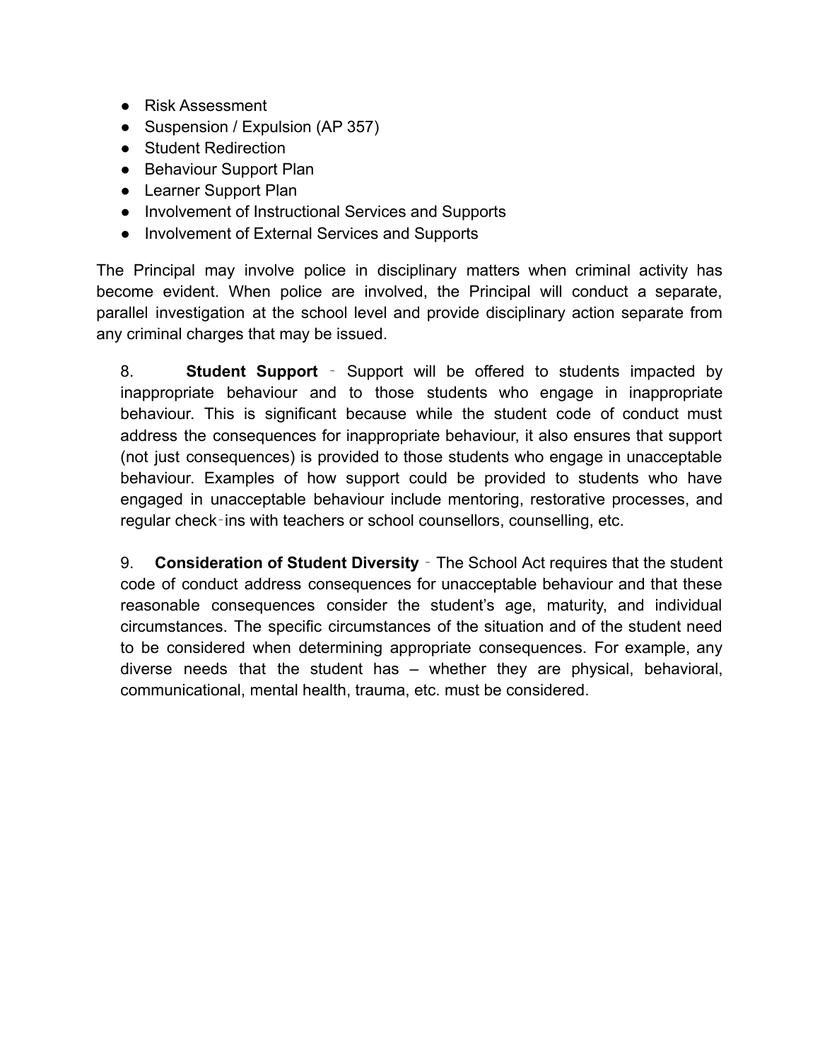- Risk Assessment
- Suspension / Expulsion (AP 357)
- Student Redirection
- Behaviour Support Plan
- Learner Support Plan
- Involvement of Instructional Services and Supports
- Involvement of External Services and Supports

The Principal may involve police in disciplinary matters when criminal activity has become evident. When police are involved, the Principal will conduct a separate, parallel investigation at the school level and provide disciplinary action separate from any criminal charges that may be issued.

8. **Student Support** ‑ Support will be offered to students impacted by inappropriate behaviour and to those students who engage in inappropriate behaviour. This is significant because while the student code of conduct must address the consequences for inappropriate behaviour, it also ensures that support (not just consequences) is provided to those students who engage in unacceptable behaviour. Examples of how support could be provided to students who have engaged in unacceptable behaviour include mentoring, restorative processes, and regular check‑ins with teachers or school counsellors, counselling, etc.

9. **Consideration of Student Diversity** ‑ The School Act requires that the student code of conduct address consequences for unacceptable behaviour and that these reasonable consequences consider the student's age, maturity, and individual circumstances. The specific circumstances of the situation and of the student need to be considered when determining appropriate consequences. For example, any diverse needs that the student has – whether they are physical, behavioral, communicational, mental health, trauma, etc. must be considered.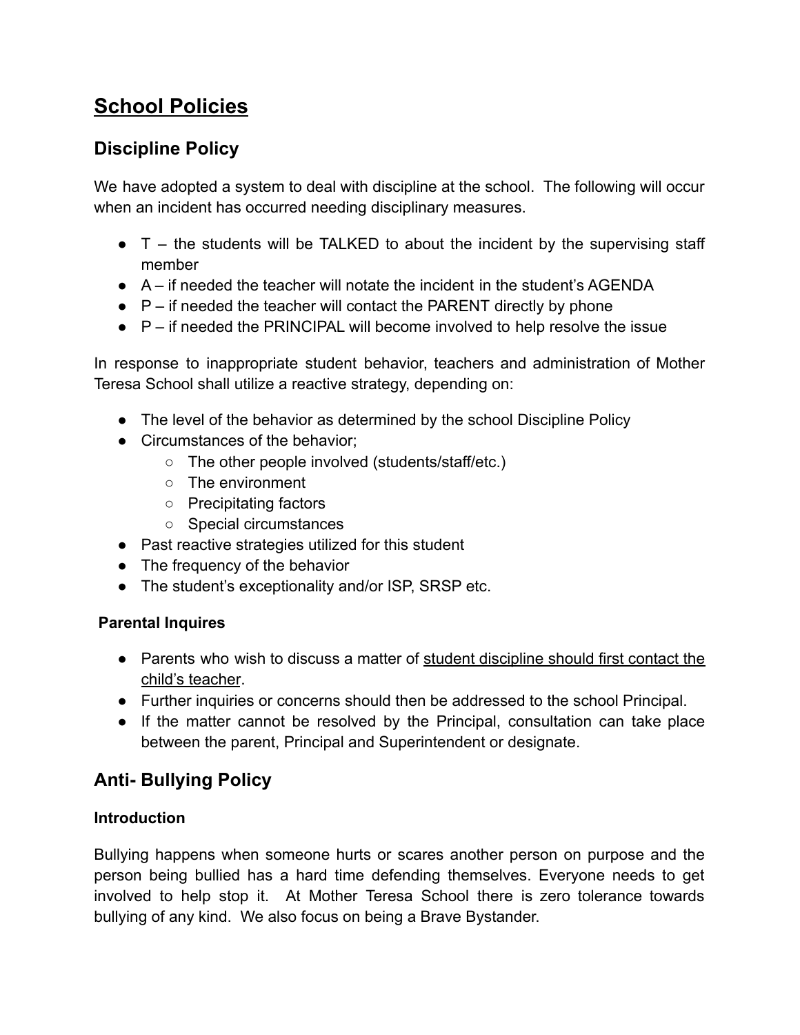# School Policies

## Discipline Policy

We have adopted a system to deal with discipline at the school. The following will occur when an incident has occurred needing disciplinary measures.

- T – the students will be TALKED to about the incident by the supervising staff member
- A – if needed the teacher will notate the incident in the student's AGENDA
- P – if needed the teacher will contact the PARENT directly by phone
- P – if needed the PRINCIPAL will become involved to help resolve the issue

In response to inappropriate student behavior, teachers and administration of Mother Teresa School shall utilize a reactive strategy, depending on:

- The level of the behavior as determined by the school Discipline Policy
- Circumstances of the behavior;
  - The other people involved (students/staff/etc.)
  - The environment
  - Precipitating factors
  - Special circumstances
- Past reactive strategies utilized for this student
- The frequency of the behavior
- The student's exceptionality and/or ISP, SRSP etc.

**Parental Inquires**

- Parents who wish to discuss a matter of <u>student discipline should first contact the child's teacher</u>.
- Further inquiries or concerns should then be addressed to the school Principal.
- If the matter cannot be resolved by the Principal, consultation can take place between the parent, Principal and Superintendent or designate.

## Anti- Bullying Policy

**Introduction**

Bullying happens when someone hurts or scares another person on purpose and the person being bullied has a hard time defending themselves. Everyone needs to get involved to help stop it. At Mother Teresa School there is zero tolerance towards bullying of any kind. We also focus on being a Brave Bystander.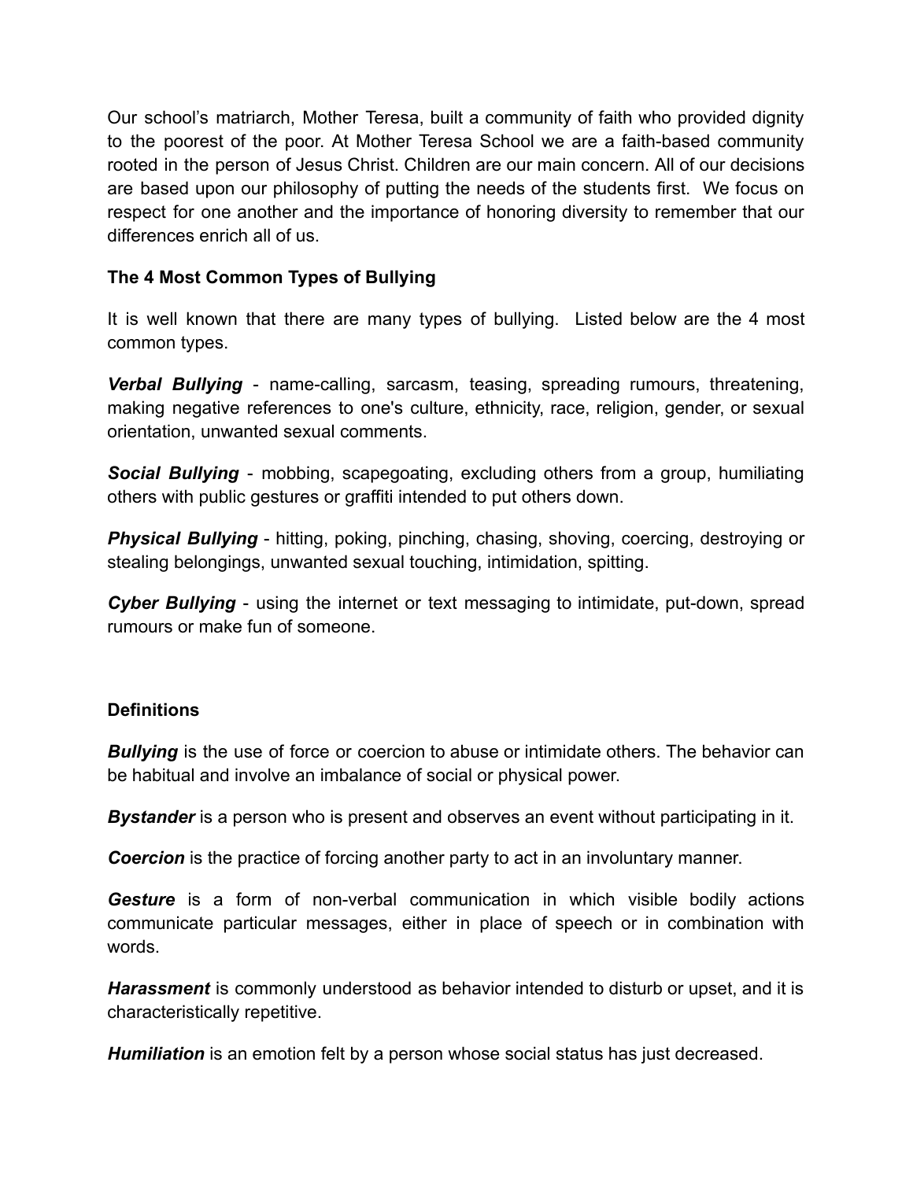Our school's matriarch, Mother Teresa, built a community of faith who provided dignity to the poorest of the poor. At Mother Teresa School we are a faith-based community rooted in the person of Jesus Christ. Children are our main concern. All of our decisions are based upon our philosophy of putting the needs of the students first. We focus on respect for one another and the importance of honoring diversity to remember that our differences enrich all of us.

**The 4 Most Common Types of Bullying**

It is well known that there are many types of bullying. Listed below are the 4 most common types.

***Verbal Bullying*** - name-calling, sarcasm, teasing, spreading rumours, threatening, making negative references to one's culture, ethnicity, race, religion, gender, or sexual orientation, unwanted sexual comments.

***Social Bullying*** - mobbing, scapegoating, excluding others from a group, humiliating others with public gestures or graffiti intended to put others down.

***Physical Bullying*** - hitting, poking, pinching, chasing, shoving, coercing, destroying or stealing belongings, unwanted sexual touching, intimidation, spitting.

***Cyber Bullying*** - using the internet or text messaging to intimidate, put-down, spread rumours or make fun of someone.

**Definitions**

***Bullying*** is the use of force or coercion to abuse or intimidate others. The behavior can be habitual and involve an imbalance of social or physical power.

***Bystander*** is a person who is present and observes an event without participating in it.

***Coercion*** is the practice of forcing another party to act in an involuntary manner.

***Gesture*** is a form of non-verbal communication in which visible bodily actions communicate particular messages, either in place of speech or in combination with words.

***Harassment*** is commonly understood as behavior intended to disturb or upset, and it is characteristically repetitive.

***Humiliation*** is an emotion felt by a person whose social status has just decreased.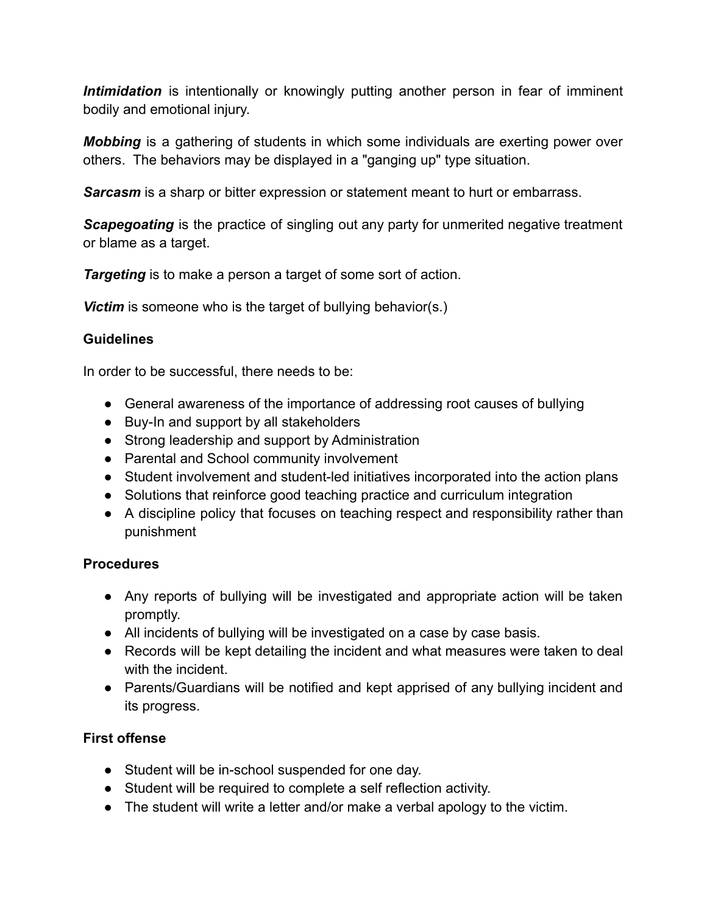***Intimidation*** is intentionally or knowingly putting another person in fear of imminent bodily and emotional injury.

***Mobbing*** is a gathering of students in which some individuals are exerting power over others. The behaviors may be displayed in a "ganging up" type situation.

***Sarcasm*** is a sharp or bitter expression or statement meant to hurt or embarrass.

***Scapegoating*** is the practice of singling out any party for unmerited negative treatment or blame as a target.

***Targeting*** is to make a person a target of some sort of action.

***Victim*** is someone who is the target of bullying behavior(s.)

**Guidelines**

In order to be successful, there needs to be:

- General awareness of the importance of addressing root causes of bullying
- Buy-In and support by all stakeholders
- Strong leadership and support by Administration
- Parental and School community involvement
- Student involvement and student-led initiatives incorporated into the action plans
- Solutions that reinforce good teaching practice and curriculum integration
- A discipline policy that focuses on teaching respect and responsibility rather than punishment

**Procedures**

- Any reports of bullying will be investigated and appropriate action will be taken promptly.
- All incidents of bullying will be investigated on a case by case basis.
- Records will be kept detailing the incident and what measures were taken to deal with the incident.
- Parents/Guardians will be notified and kept apprised of any bullying incident and its progress.

**First offense**

- Student will be in-school suspended for one day.
- Student will be required to complete a self reflection activity.
- The student will write a letter and/or make a verbal apology to the victim.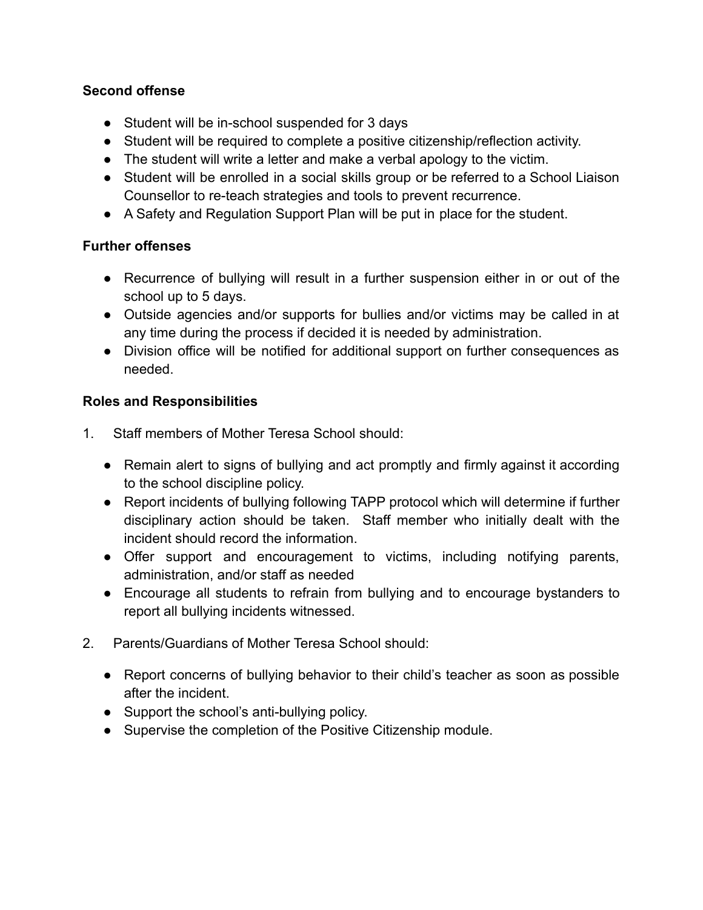**Second offense**

- Student will be in-school suspended for 3 days
- Student will be required to complete a positive citizenship/reflection activity.
- The student will write a letter and make a verbal apology to the victim.
- Student will be enrolled in a social skills group or be referred to a School Liaison Counsellor to re-teach strategies and tools to prevent recurrence.
- A Safety and Regulation Support Plan will be put in place for the student.

**Further offenses**

- Recurrence of bullying will result in a further suspension either in or out of the school up to 5 days.
- Outside agencies and/or supports for bullies and/or victims may be called in at any time during the process if decided it is needed by administration.
- Division office will be notified for additional support on further consequences as needed.

**Roles and Responsibilities**

1. Staff members of Mother Teresa School should:
   - Remain alert to signs of bullying and act promptly and firmly against it according to the school discipline policy.
   - Report incidents of bullying following TAPP protocol which will determine if further disciplinary action should be taken. Staff member who initially dealt with the incident should record the information.
   - Offer support and encouragement to victims, including notifying parents, administration, and/or staff as needed
   - Encourage all students to refrain from bullying and to encourage bystanders to report all bullying incidents witnessed.

2. Parents/Guardians of Mother Teresa School should:
   - Report concerns of bullying behavior to their child's teacher as soon as possible after the incident.
   - Support the school's anti-bullying policy.
   - Supervise the completion of the Positive Citizenship module.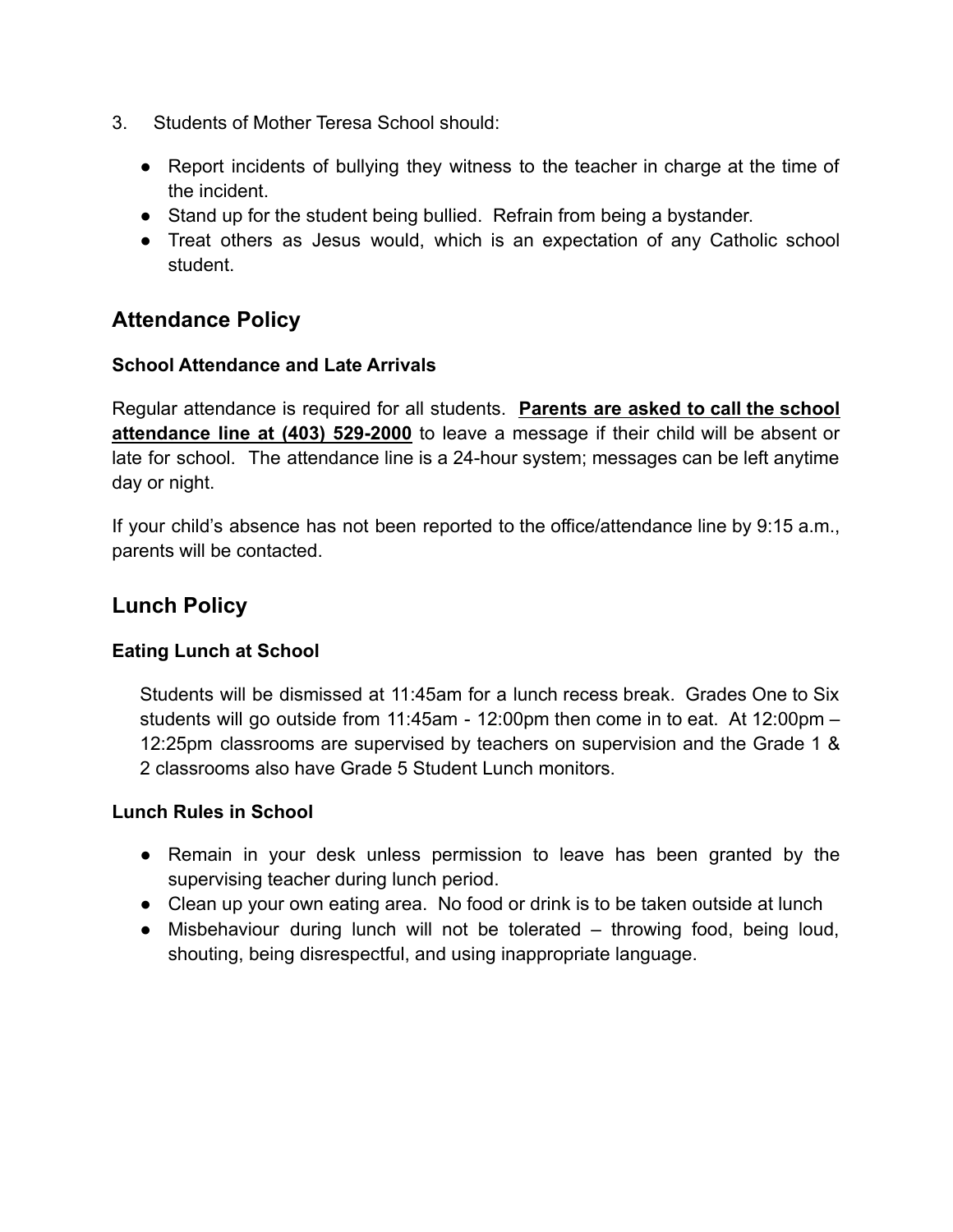3. Students of Mother Teresa School should:

- Report incidents of bullying they witness to the teacher in charge at the time of the incident.
- Stand up for the student being bullied. Refrain from being a bystander.
- Treat others as Jesus would, which is an expectation of any Catholic school student.

## Attendance Policy

### School Attendance and Late Arrivals

Regular attendance is required for all students. **Parents are asked to call the school attendance line at (403) 529-2000** to leave a message if their child will be absent or late for school. The attendance line is a 24-hour system; messages can be left anytime day or night.

If your child's absence has not been reported to the office/attendance line by 9:15 a.m., parents will be contacted.

## Lunch Policy

### Eating Lunch at School

Students will be dismissed at 11:45am for a lunch recess break. Grades One to Six students will go outside from 11:45am - 12:00pm then come in to eat. At 12:00pm – 12:25pm classrooms are supervised by teachers on supervision and the Grade 1 & 2 classrooms also have Grade 5 Student Lunch monitors.

### Lunch Rules in School

- Remain in your desk unless permission to leave has been granted by the supervising teacher during lunch period.
- Clean up your own eating area. No food or drink is to be taken outside at lunch
- Misbehaviour during lunch will not be tolerated – throwing food, being loud, shouting, being disrespectful, and using inappropriate language.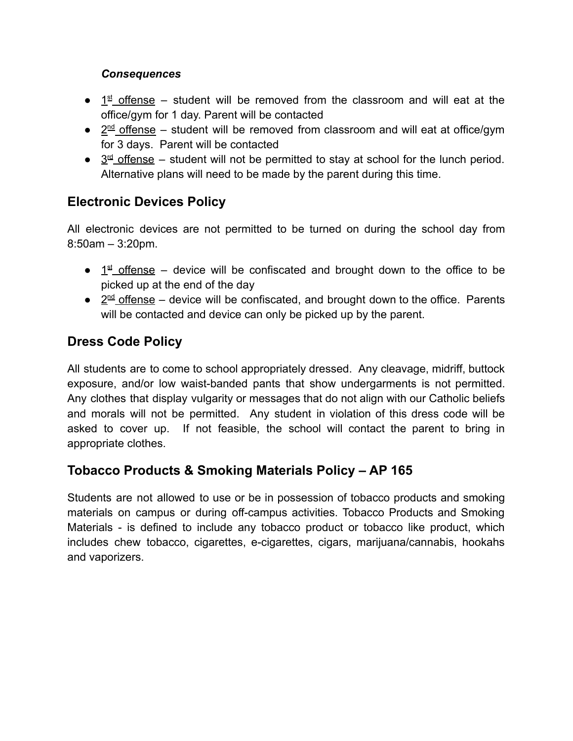***Consequences***

- 1st offense – student will be removed from the classroom and will eat at the office/gym for 1 day. Parent will be contacted
- 2nd offense – student will be removed from classroom and will eat at office/gym for 3 days. Parent will be contacted
- 3rd offense – student will not be permitted to stay at school for the lunch period. Alternative plans will need to be made by the parent during this time.

## Electronic Devices Policy

All electronic devices are not permitted to be turned on during the school day from 8:50am – 3:20pm.

- 1st offense – device will be confiscated and brought down to the office to be picked up at the end of the day
- 2nd offense – device will be confiscated, and brought down to the office. Parents will be contacted and device can only be picked up by the parent.

## Dress Code Policy

All students are to come to school appropriately dressed. Any cleavage, midriff, buttock exposure, and/or low waist-banded pants that show undergarments is not permitted. Any clothes that display vulgarity or messages that do not align with our Catholic beliefs and morals will not be permitted. Any student in violation of this dress code will be asked to cover up. If not feasible, the school will contact the parent to bring in appropriate clothes.

## Tobacco Products & Smoking Materials Policy – AP 165

Students are not allowed to use or be in possession of tobacco products and smoking materials on campus or during off-campus activities. Tobacco Products and Smoking Materials - is defined to include any tobacco product or tobacco like product, which includes chew tobacco, cigarettes, e-cigarettes, cigars, marijuana/cannabis, hookahs and vaporizers.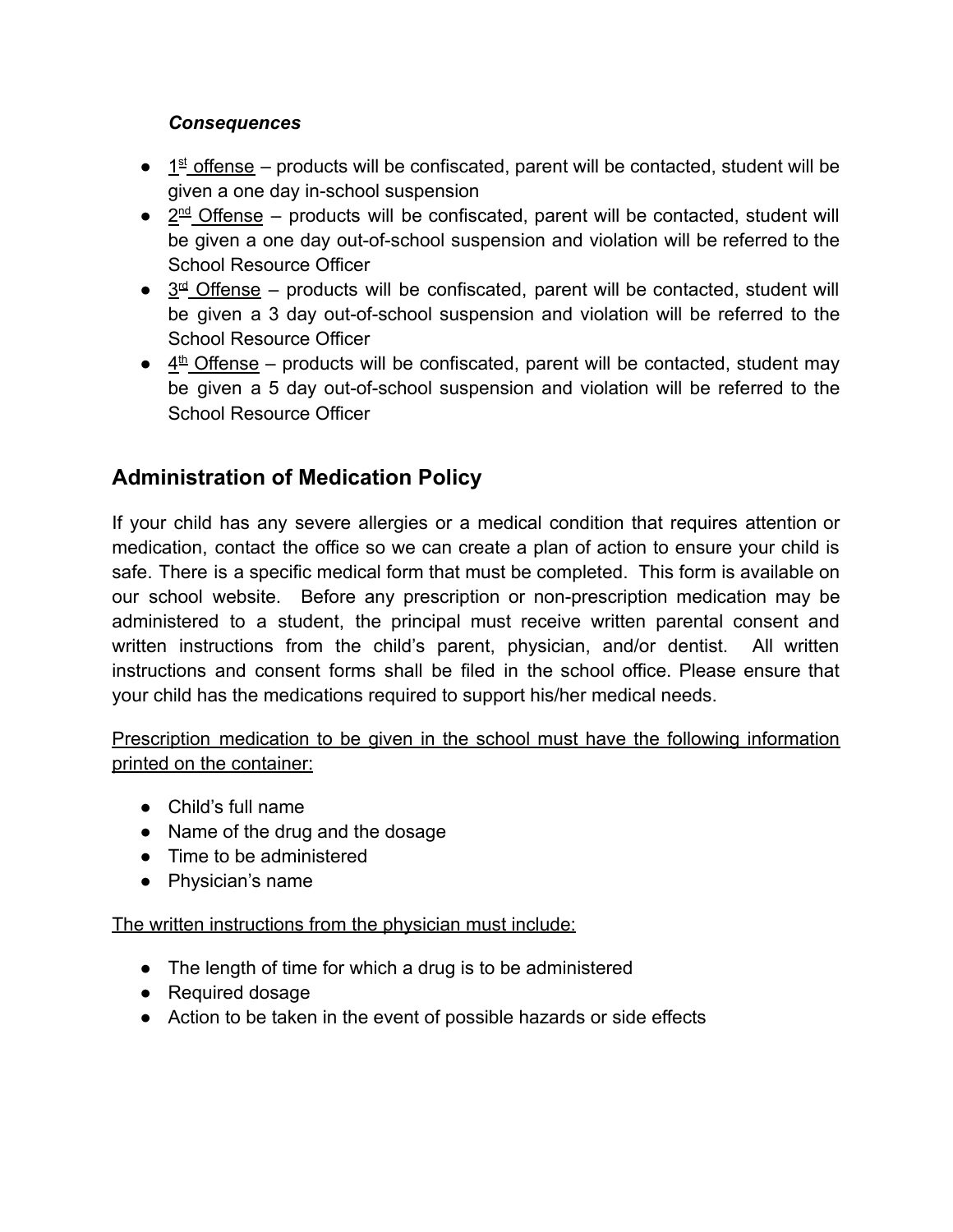***Consequences***

- 1st offense – products will be confiscated, parent will be contacted, student will be given a one day in-school suspension
- 2nd Offense – products will be confiscated, parent will be contacted, student will be given a one day out-of-school suspension and violation will be referred to the School Resource Officer
- 3rd Offense – products will be confiscated, parent will be contacted, student will be given a 3 day out-of-school suspension and violation will be referred to the School Resource Officer
- 4th Offense – products will be confiscated, parent will be contacted, student may be given a 5 day out-of-school suspension and violation will be referred to the School Resource Officer

## Administration of Medication Policy

If your child has any severe allergies or a medical condition that requires attention or medication, contact the office so we can create a plan of action to ensure your child is safe. There is a specific medical form that must be completed. This form is available on our school website. Before any prescription or non-prescription medication may be administered to a student, the principal must receive written parental consent and written instructions from the child's parent, physician, and/or dentist. All written instructions and consent forms shall be filed in the school office. Please ensure that your child has the medications required to support his/her medical needs.

<u>Prescription medication to be given in the school must have the following information printed on the container:</u>

- Child's full name
- Name of the drug and the dosage
- Time to be administered
- Physician's name

<u>The written instructions from the physician must include:</u>

- The length of time for which a drug is to be administered
- Required dosage
- Action to be taken in the event of possible hazards or side effects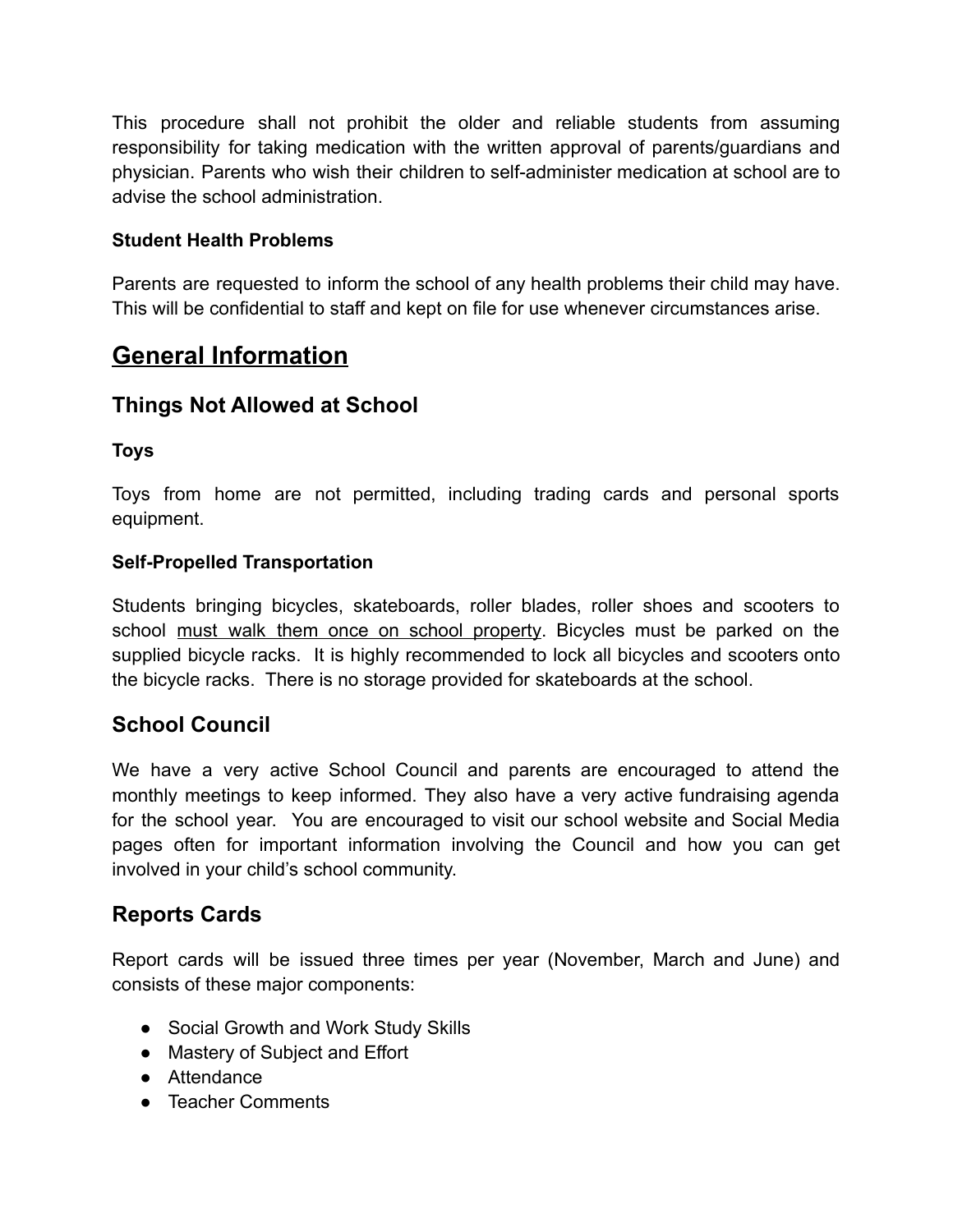This procedure shall not prohibit the older and reliable students from assuming responsibility for taking medication with the written approval of parents/guardians and physician. Parents who wish their children to self-administer medication at school are to advise the school administration.

**Student Health Problems**

Parents are requested to inform the school of any health problems their child may have. This will be confidential to staff and kept on file for use whenever circumstances arise.

# General Information

## Things Not Allowed at School

**Toys**

Toys from home are not permitted, including trading cards and personal sports equipment.

**Self-Propelled Transportation**

Students bringing bicycles, skateboards, roller blades, roller shoes and scooters to school <u>must walk them once on school property</u>. Bicycles must be parked on the supplied bicycle racks. It is highly recommended to lock all bicycles and scooters onto the bicycle racks. There is no storage provided for skateboards at the school.

## School Council

We have a very active School Council and parents are encouraged to attend the monthly meetings to keep informed. They also have a very active fundraising agenda for the school year. You are encouraged to visit our school website and Social Media pages often for important information involving the Council and how you can get involved in your child's school community.

## Reports Cards

Report cards will be issued three times per year (November, March and June) and consists of these major components:

- Social Growth and Work Study Skills
- Mastery of Subject and Effort
- Attendance
- Teacher Comments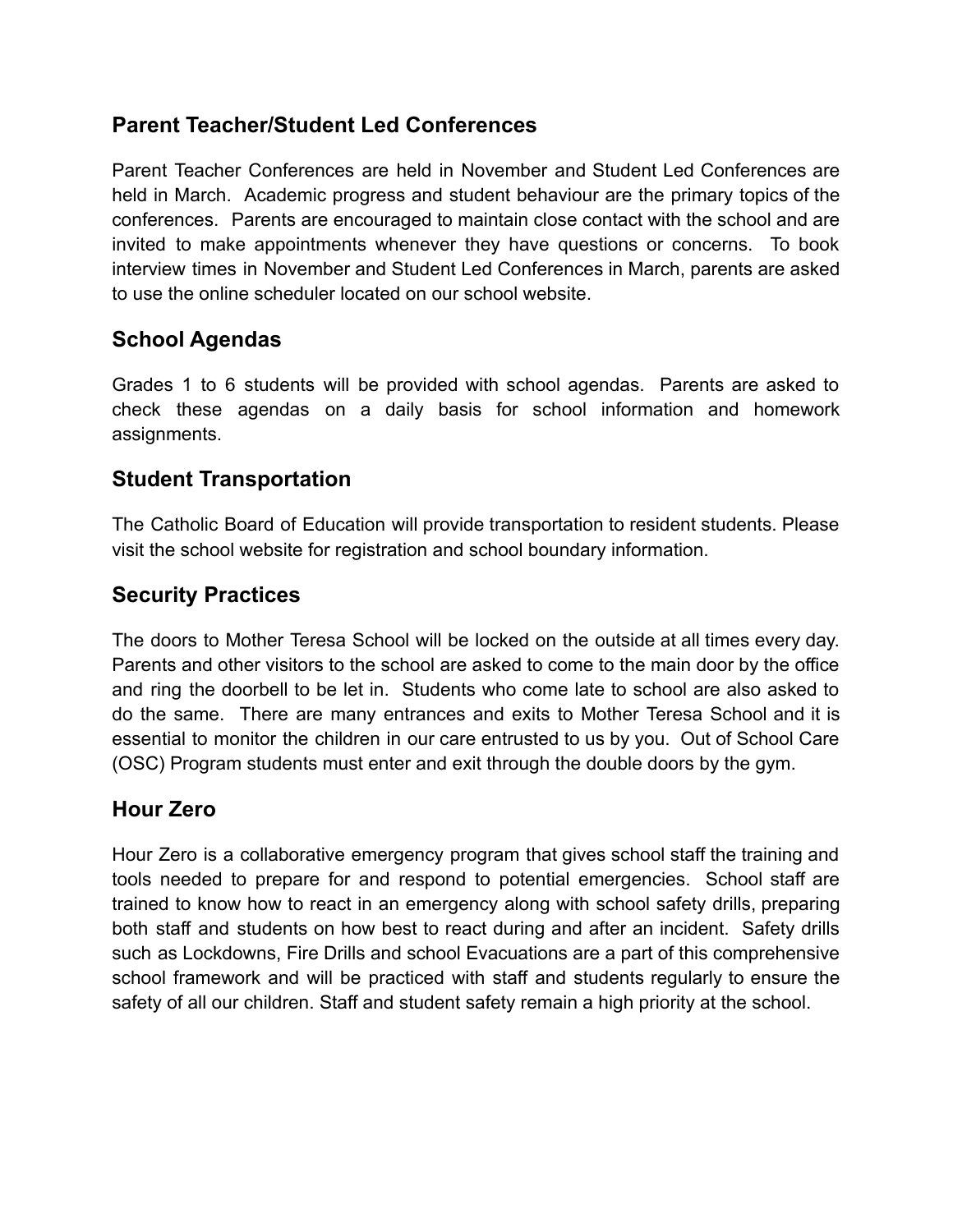## Parent Teacher/Student Led Conferences

Parent Teacher Conferences are held in November and Student Led Conferences are held in March. Academic progress and student behaviour are the primary topics of the conferences. Parents are encouraged to maintain close contact with the school and are invited to make appointments whenever they have questions or concerns. To book interview times in November and Student Led Conferences in March, parents are asked to use the online scheduler located on our school website.

## School Agendas

Grades 1 to 6 students will be provided with school agendas. Parents are asked to check these agendas on a daily basis for school information and homework assignments.

## Student Transportation

The Catholic Board of Education will provide transportation to resident students. Please visit the school website for registration and school boundary information.

## Security Practices

The doors to Mother Teresa School will be locked on the outside at all times every day. Parents and other visitors to the school are asked to come to the main door by the office and ring the doorbell to be let in. Students who come late to school are also asked to do the same. There are many entrances and exits to Mother Teresa School and it is essential to monitor the children in our care entrusted to us by you. Out of School Care (OSC) Program students must enter and exit through the double doors by the gym.

## Hour Zero

Hour Zero is a collaborative emergency program that gives school staff the training and tools needed to prepare for and respond to potential emergencies. School staff are trained to know how to react in an emergency along with school safety drills, preparing both staff and students on how best to react during and after an incident. Safety drills such as Lockdowns, Fire Drills and school Evacuations are a part of this comprehensive school framework and will be practiced with staff and students regularly to ensure the safety of all our children. Staff and student safety remain a high priority at the school.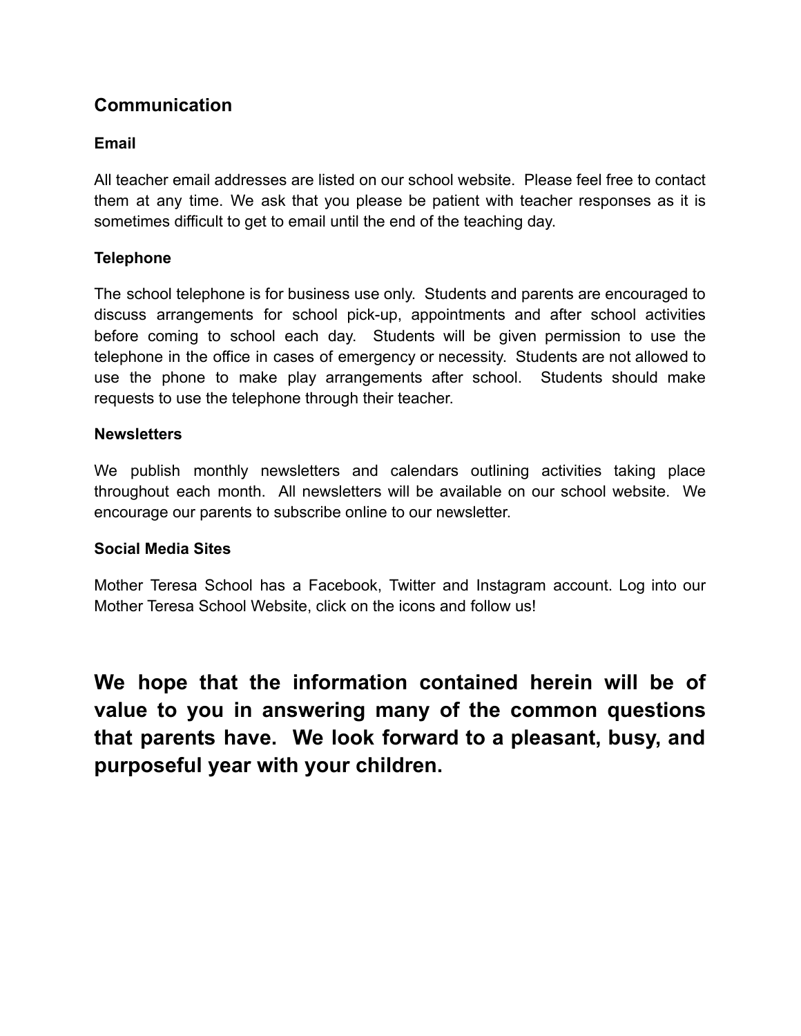## Communication

### Email

All teacher email addresses are listed on our school website. Please feel free to contact them at any time. We ask that you please be patient with teacher responses as it is sometimes difficult to get to email until the end of the teaching day.

### Telephone

The school telephone is for business use only. Students and parents are encouraged to discuss arrangements for school pick-up, appointments and after school activities before coming to school each day. Students will be given permission to use the telephone in the office in cases of emergency or necessity. Students are not allowed to use the phone to make play arrangements after school. Students should make requests to use the telephone through their teacher.

### Newsletters

We publish monthly newsletters and calendars outlining activities taking place throughout each month. All newsletters will be available on our school website. We encourage our parents to subscribe online to our newsletter.

### Social Media Sites

Mother Teresa School has a Facebook, Twitter and Instagram account. Log into our Mother Teresa School Website, click on the icons and follow us!

**We hope that the information contained herein will be of value to you in answering many of the common questions that parents have. We look forward to a pleasant, busy, and purposeful year with your children.**